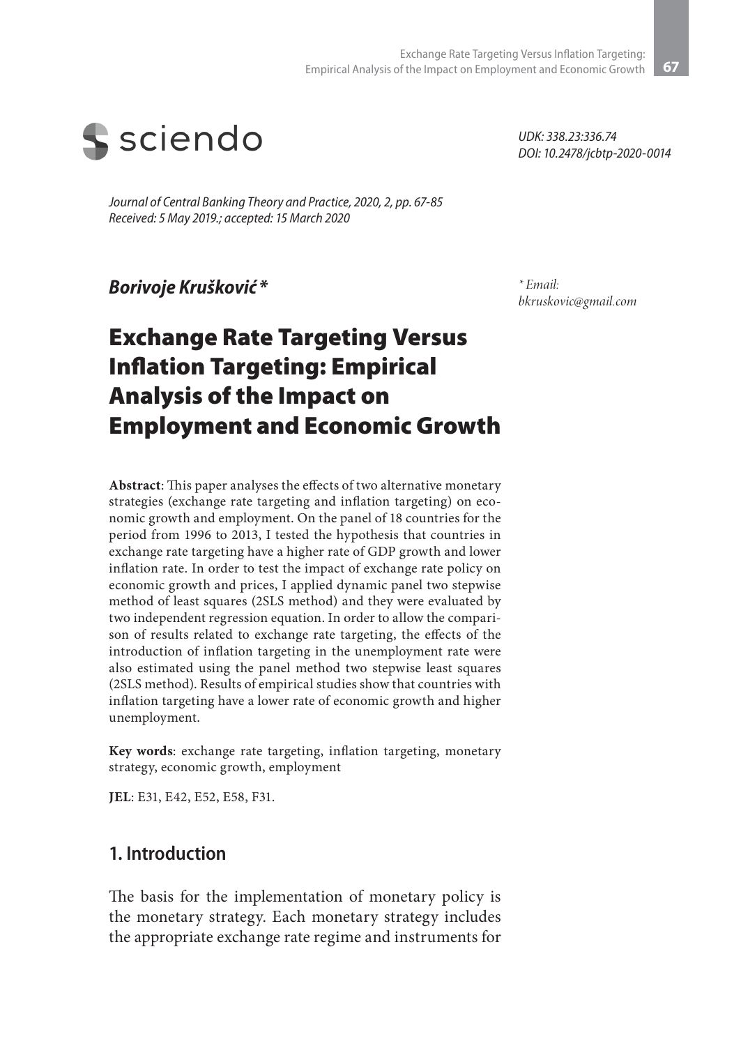sciendo

*UDK: 338.23:336.74*
*DOI: 10.2478/jcbtp-2020-0014*

*Journal of Central Banking Theory and Practice, 2020, 2, pp. 67-85*
*Received: 5 May 2019.; accepted: 15 March 2020*

***Borivoje Krušković \****

*\* Email: bkruskovic@gmail.com*

# Exchange Rate Targeting Versus Inflation Targeting: Empirical Analysis of the Impact on Employment and Economic Growth

**Abstract**: This paper analyses the effects of two alternative monetary strategies (exchange rate targeting and inflation targeting) on economic growth and employment. On the panel of 18 countries for the period from 1996 to 2013, I tested the hypothesis that countries in exchange rate targeting have a higher rate of GDP growth and lower inflation rate. In order to test the impact of exchange rate policy on economic growth and prices, I applied dynamic panel two stepwise method of least squares (2SLS method) and they were evaluated by two independent regression equation. In order to allow the comparison of results related to exchange rate targeting, the effects of the introduction of inflation targeting in the unemployment rate were also estimated using the panel method two stepwise least squares (2SLS method). Results of empirical studies show that countries with inflation targeting have a lower rate of economic growth and higher unemployment.

**Key words**: exchange rate targeting, inflation targeting, monetary strategy, economic growth, employment

**JEL**: E31, E42, E52, E58, F31.

## 1. Introduction

The basis for the implementation of monetary policy is the monetary strategy. Each monetary strategy includes the appropriate exchange rate regime and instruments for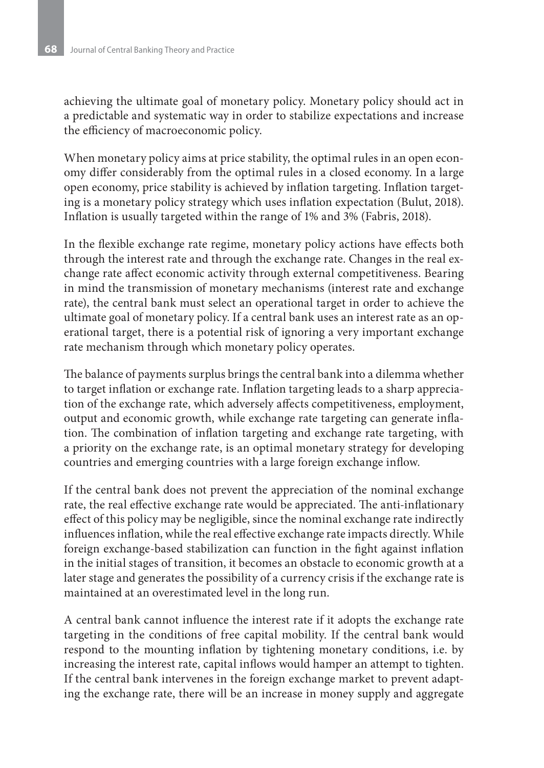achieving the ultimate goal of monetary policy. Monetary policy should act in a predictable and systematic way in order to stabilize expectations and increase the efficiency of macroeconomic policy.

When monetary policy aims at price stability, the optimal rules in an open economy differ considerably from the optimal rules in a closed economy. In a large open economy, price stability is achieved by inflation targeting. Inflation targeting is a monetary policy strategy which uses inflation expectation (Bulut, 2018). Inflation is usually targeted within the range of 1% and 3% (Fabris, 2018).

In the flexible exchange rate regime, monetary policy actions have effects both through the interest rate and through the exchange rate. Changes in the real exchange rate affect economic activity through external competitiveness. Bearing in mind the transmission of monetary mechanisms (interest rate and exchange rate), the central bank must select an operational target in order to achieve the ultimate goal of monetary policy. If a central bank uses an interest rate as an operational target, there is a potential risk of ignoring a very important exchange rate mechanism through which monetary policy operates.

The balance of payments surplus brings the central bank into a dilemma whether to target inflation or exchange rate. Inflation targeting leads to a sharp appreciation of the exchange rate, which adversely affects competitiveness, employment, output and economic growth, while exchange rate targeting can generate inflation. The combination of inflation targeting and exchange rate targeting, with a priority on the exchange rate, is an optimal monetary strategy for developing countries and emerging countries with a large foreign exchange inflow.

If the central bank does not prevent the appreciation of the nominal exchange rate, the real effective exchange rate would be appreciated. The anti-inflationary effect of this policy may be negligible, since the nominal exchange rate indirectly influences inflation, while the real effective exchange rate impacts directly. While foreign exchange-based stabilization can function in the fight against inflation in the initial stages of transition, it becomes an obstacle to economic growth at a later stage and generates the possibility of a currency crisis if the exchange rate is maintained at an overestimated level in the long run.

A central bank cannot influence the interest rate if it adopts the exchange rate targeting in the conditions of free capital mobility. If the central bank would respond to the mounting inflation by tightening monetary conditions, i.e. by increasing the interest rate, capital inflows would hamper an attempt to tighten. If the central bank intervenes in the foreign exchange market to prevent adapting the exchange rate, there will be an increase in money supply and aggregate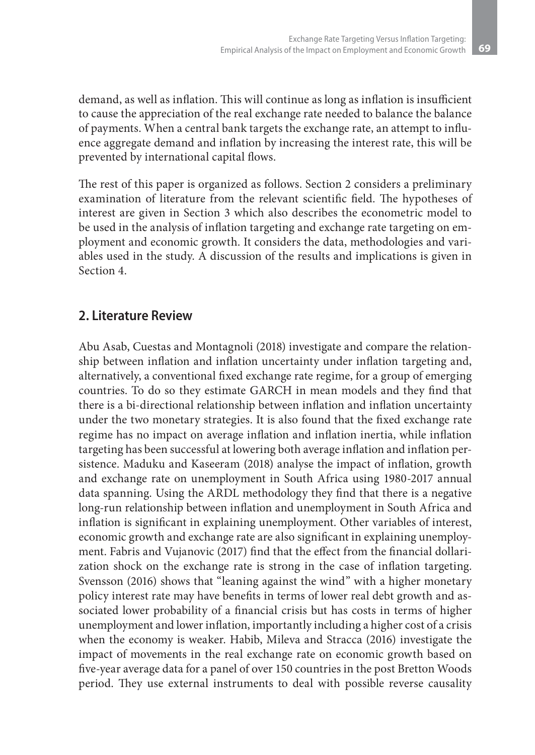demand, as well as inflation. This will continue as long as inflation is insufficient to cause the appreciation of the real exchange rate needed to balance the balance of payments. When a central bank targets the exchange rate, an attempt to influence aggregate demand and inflation by increasing the interest rate, this will be prevented by international capital flows.

The rest of this paper is organized as follows. Section 2 considers a preliminary examination of literature from the relevant scientific field. The hypotheses of interest are given in Section 3 which also describes the econometric model to be used in the analysis of inflation targeting and exchange rate targeting on employment and economic growth. It considers the data, methodologies and variables used in the study. A discussion of the results and implications is given in Section 4.

## 2. Literature Review

Abu Asab, Cuestas and Montagnoli (2018) investigate and compare the relationship between inflation and inflation uncertainty under inflation targeting and, alternatively, a conventional fixed exchange rate regime, for a group of emerging countries. To do so they estimate GARCH in mean models and they find that there is a bi-directional relationship between inflation and inflation uncertainty under the two monetary strategies. It is also found that the fixed exchange rate regime has no impact on average inflation and inflation inertia, while inflation targeting has been successful at lowering both average inflation and inflation persistence. Maduku and Kaseeram (2018) analyse the impact of inflation, growth and exchange rate on unemployment in South Africa using 1980-2017 annual data spanning. Using the ARDL methodology they find that there is a negative long-run relationship between inflation and unemployment in South Africa and inflation is significant in explaining unemployment. Other variables of interest, economic growth and exchange rate are also significant in explaining unemployment. Fabris and Vujanovic (2017) find that the effect from the financial dollarization shock on the exchange rate is strong in the case of inflation targeting. Svensson (2016) shows that "leaning against the wind" with a higher monetary policy interest rate may have benefits in terms of lower real debt growth and associated lower probability of a financial crisis but has costs in terms of higher unemployment and lower inflation, importantly including a higher cost of a crisis when the economy is weaker. Habib, Mileva and Stracca (2016) investigate the impact of movements in the real exchange rate on economic growth based on five-year average data for a panel of over 150 countries in the post Bretton Woods period. They use external instruments to deal with possible reverse causality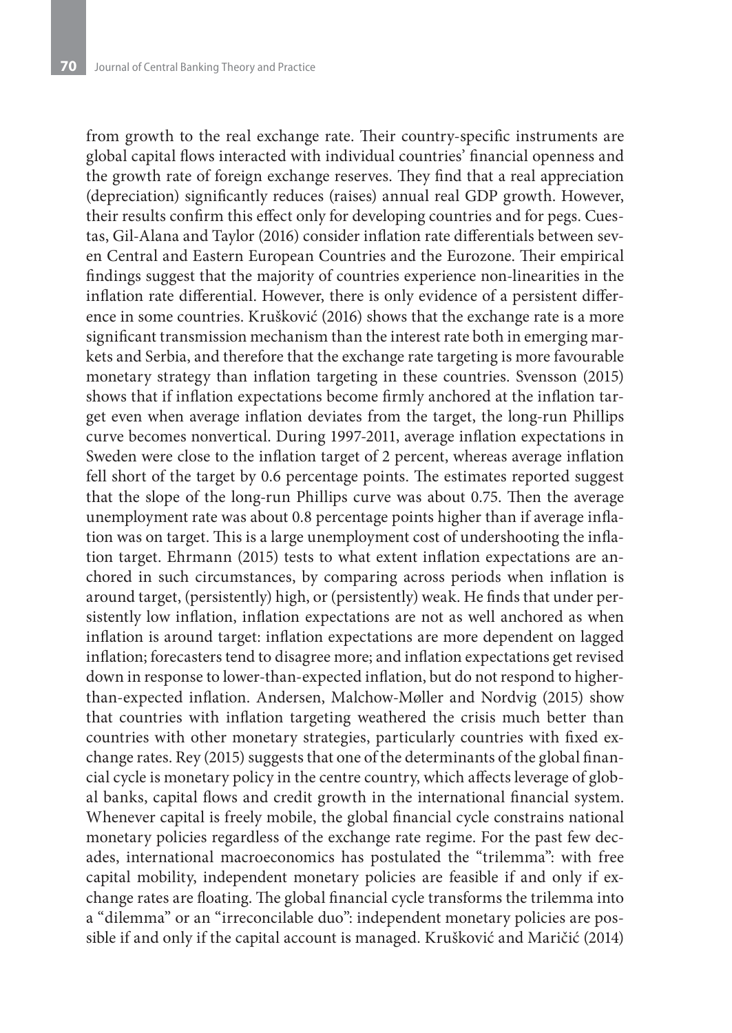from growth to the real exchange rate. Their country-specific instruments are global capital flows interacted with individual countries' financial openness and the growth rate of foreign exchange reserves. They find that a real appreciation (depreciation) significantly reduces (raises) annual real GDP growth. However, their results confirm this effect only for developing countries and for pegs. Cuestas, Gil-Alana and Taylor (2016) consider inflation rate differentials between seven Central and Eastern European Countries and the Eurozone. Their empirical findings suggest that the majority of countries experience non-linearities in the inflation rate differential. However, there is only evidence of a persistent difference in some countries. Krušković (2016) shows that the exchange rate is a more significant transmission mechanism than the interest rate both in emerging markets and Serbia, and therefore that the exchange rate targeting is more favourable monetary strategy than inflation targeting in these countries. Svensson (2015) shows that if inflation expectations become firmly anchored at the inflation target even when average inflation deviates from the target, the long-run Phillips curve becomes nonvertical. During 1997-2011, average inflation expectations in Sweden were close to the inflation target of 2 percent, whereas average inflation fell short of the target by 0.6 percentage points. The estimates reported suggest that the slope of the long-run Phillips curve was about 0.75. Then the average unemployment rate was about 0.8 percentage points higher than if average inflation was on target. This is a large unemployment cost of undershooting the inflation target. Ehrmann (2015) tests to what extent inflation expectations are anchored in such circumstances, by comparing across periods when inflation is around target, (persistently) high, or (persistently) weak. He finds that under persistently low inflation, inflation expectations are not as well anchored as when inflation is around target: inflation expectations are more dependent on lagged inflation; forecasters tend to disagree more; and inflation expectations get revised down in response to lower-than-expected inflation, but do not respond to higher-than-expected inflation. Andersen, Malchow-Møller and Nordvig (2015) show that countries with inflation targeting weathered the crisis much better than countries with other monetary strategies, particularly countries with fixed exchange rates. Rey (2015) suggests that one of the determinants of the global financial cycle is monetary policy in the centre country, which affects leverage of global banks, capital flows and credit growth in the international financial system. Whenever capital is freely mobile, the global financial cycle constrains national monetary policies regardless of the exchange rate regime. For the past few decades, international macroeconomics has postulated the "trilemma": with free capital mobility, independent monetary policies are feasible if and only if exchange rates are floating. The global financial cycle transforms the trilemma into a "dilemma" or an "irreconcilable duo": independent monetary policies are possible if and only if the capital account is managed. Krušković and Maričić (2014)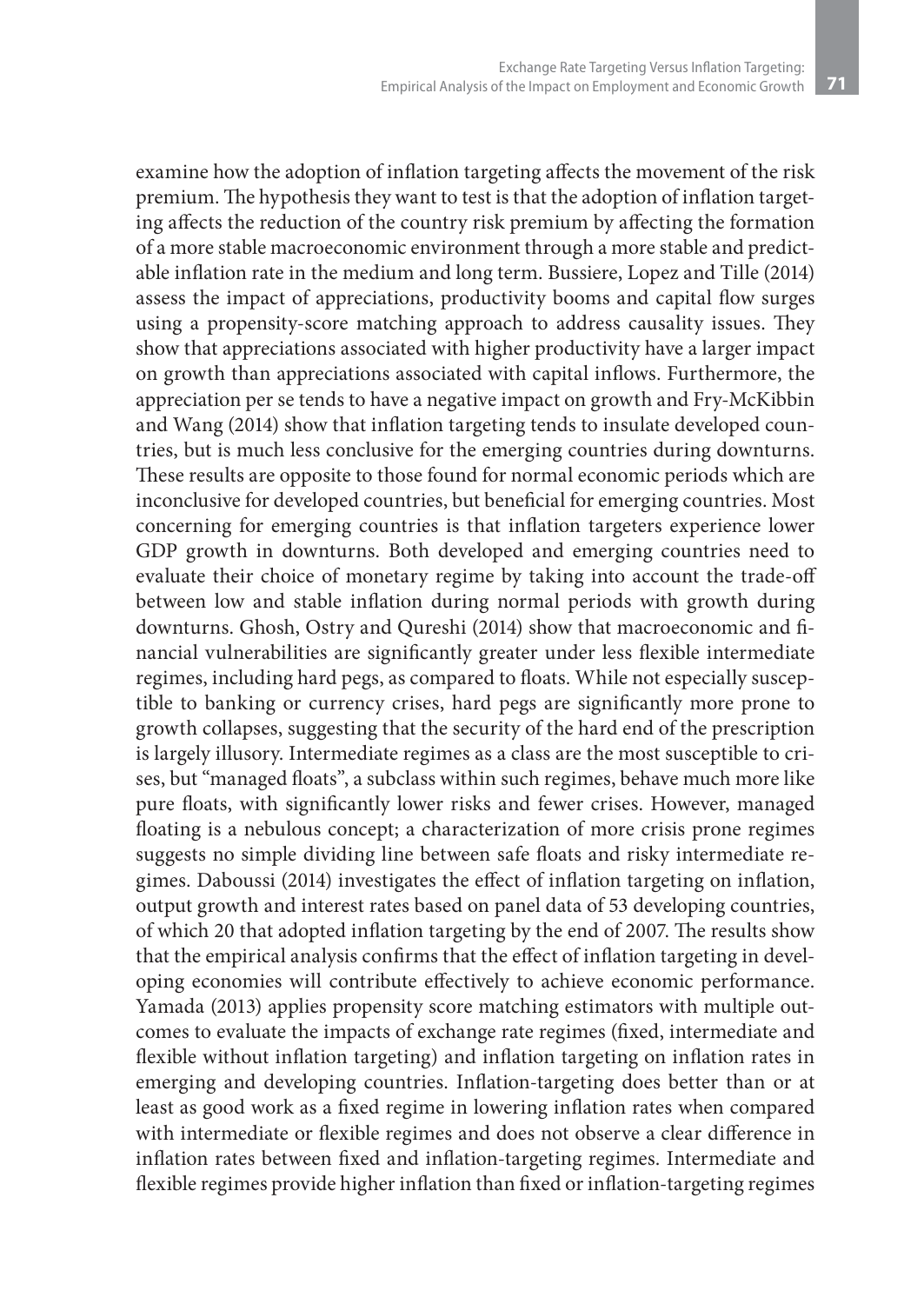examine how the adoption of inflation targeting affects the movement of the risk premium. The hypothesis they want to test is that the adoption of inflation targeting affects the reduction of the country risk premium by affecting the formation of a more stable macroeconomic environment through a more stable and predictable inflation rate in the medium and long term. Bussiere, Lopez and Tille (2014) assess the impact of appreciations, productivity booms and capital flow surges using a propensity-score matching approach to address causality issues. They show that appreciations associated with higher productivity have a larger impact on growth than appreciations associated with capital inflows. Furthermore, the appreciation per se tends to have a negative impact on growth and Fry-McKibbin and Wang (2014) show that inflation targeting tends to insulate developed countries, but is much less conclusive for the emerging countries during downturns. These results are opposite to those found for normal economic periods which are inconclusive for developed countries, but beneficial for emerging countries. Most concerning for emerging countries is that inflation targeters experience lower GDP growth in downturns. Both developed and emerging countries need to evaluate their choice of monetary regime by taking into account the trade-off between low and stable inflation during normal periods with growth during downturns. Ghosh, Ostry and Qureshi (2014) show that macroeconomic and financial vulnerabilities are significantly greater under less flexible intermediate regimes, including hard pegs, as compared to floats. While not especially susceptible to banking or currency crises, hard pegs are significantly more prone to growth collapses, suggesting that the security of the hard end of the prescription is largely illusory. Intermediate regimes as a class are the most susceptible to crises, but "managed floats", a subclass within such regimes, behave much more like pure floats, with significantly lower risks and fewer crises. However, managed floating is a nebulous concept; a characterization of more crisis prone regimes suggests no simple dividing line between safe floats and risky intermediate regimes. Daboussi (2014) investigates the effect of inflation targeting on inflation, output growth and interest rates based on panel data of 53 developing countries, of which 20 that adopted inflation targeting by the end of 2007. The results show that the empirical analysis confirms that the effect of inflation targeting in developing economies will contribute effectively to achieve economic performance. Yamada (2013) applies propensity score matching estimators with multiple outcomes to evaluate the impacts of exchange rate regimes (fixed, intermediate and flexible without inflation targeting) and inflation targeting on inflation rates in emerging and developing countries. Inflation-targeting does better than or at least as good work as a fixed regime in lowering inflation rates when compared with intermediate or flexible regimes and does not observe a clear difference in inflation rates between fixed and inflation-targeting regimes. Intermediate and flexible regimes provide higher inflation than fixed or inflation-targeting regimes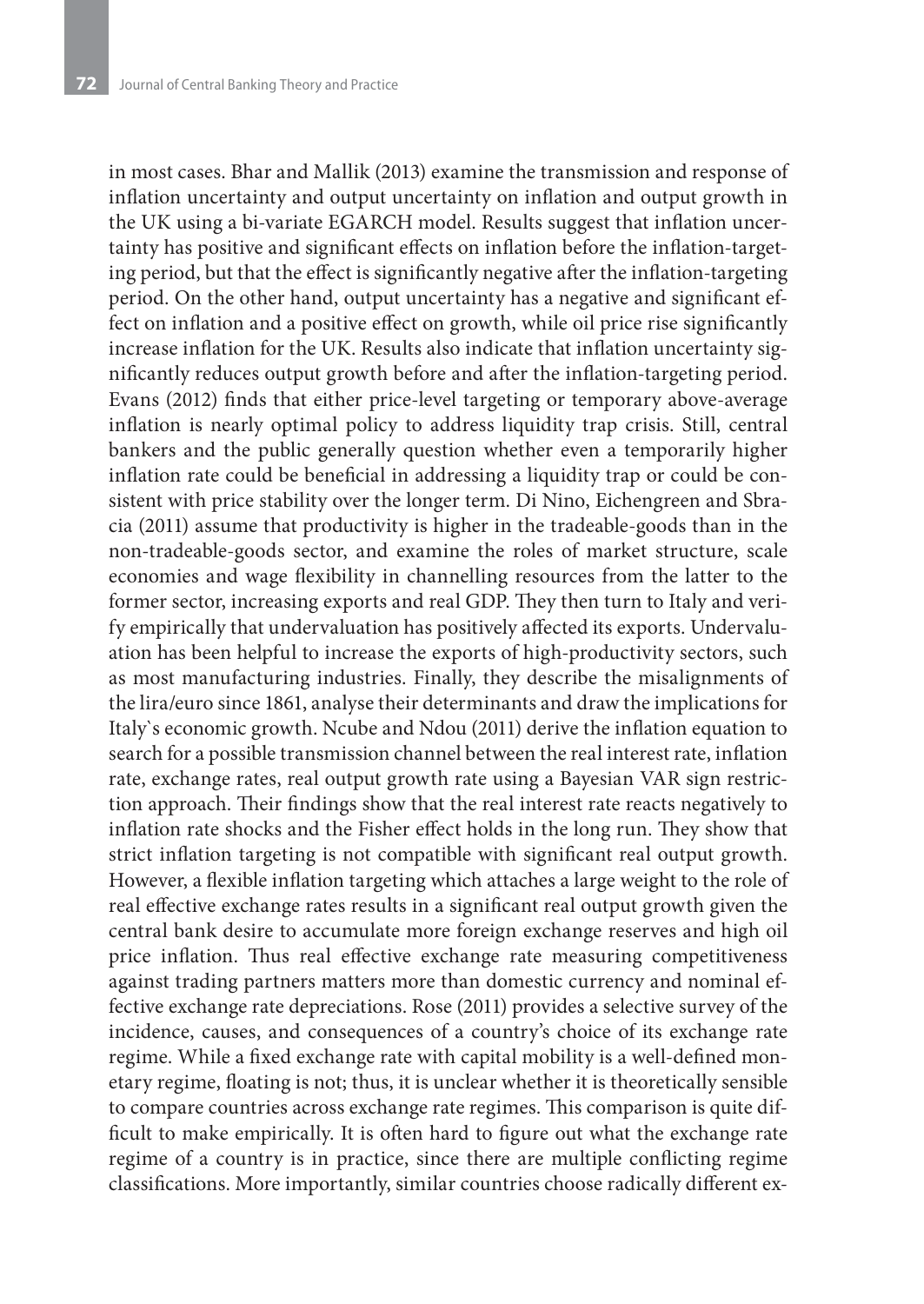in most cases. Bhar and Mallik (2013) examine the transmission and response of inflation uncertainty and output uncertainty on inflation and output growth in the UK using a bi-variate EGARCH model. Results suggest that inflation uncertainty has positive and significant effects on inflation before the inflation-targeting period, but that the effect is significantly negative after the inflation-targeting period. On the other hand, output uncertainty has a negative and significant effect on inflation and a positive effect on growth, while oil price rise significantly increase inflation for the UK. Results also indicate that inflation uncertainty significantly reduces output growth before and after the inflation-targeting period. Evans (2012) finds that either price-level targeting or temporary above-average inflation is nearly optimal policy to address liquidity trap crisis. Still, central bankers and the public generally question whether even a temporarily higher inflation rate could be beneficial in addressing a liquidity trap or could be consistent with price stability over the longer term. Di Nino, Eichengreen and Sbracia (2011) assume that productivity is higher in the tradeable-goods than in the non-tradeable-goods sector, and examine the roles of market structure, scale economies and wage flexibility in channelling resources from the latter to the former sector, increasing exports and real GDP. They then turn to Italy and verify empirically that undervaluation has positively affected its exports. Undervaluation has been helpful to increase the exports of high-productivity sectors, such as most manufacturing industries. Finally, they describe the misalignments of the lira/euro since 1861, analyse their determinants and draw the implications for Italy`s economic growth. Ncube and Ndou (2011) derive the inflation equation to search for a possible transmission channel between the real interest rate, inflation rate, exchange rates, real output growth rate using a Bayesian VAR sign restriction approach. Their findings show that the real interest rate reacts negatively to inflation rate shocks and the Fisher effect holds in the long run. They show that strict inflation targeting is not compatible with significant real output growth. However, a flexible inflation targeting which attaches a large weight to the role of real effective exchange rates results in a significant real output growth given the central bank desire to accumulate more foreign exchange reserves and high oil price inflation. Thus real effective exchange rate measuring competitiveness against trading partners matters more than domestic currency and nominal effective exchange rate depreciations. Rose (2011) provides a selective survey of the incidence, causes, and consequences of a country's choice of its exchange rate regime. While a fixed exchange rate with capital mobility is a well-defined monetary regime, floating is not; thus, it is unclear whether it is theoretically sensible to compare countries across exchange rate regimes. This comparison is quite difficult to make empirically. It is often hard to figure out what the exchange rate regime of a country is in practice, since there are multiple conflicting regime classifications. More importantly, similar countries choose radically different ex-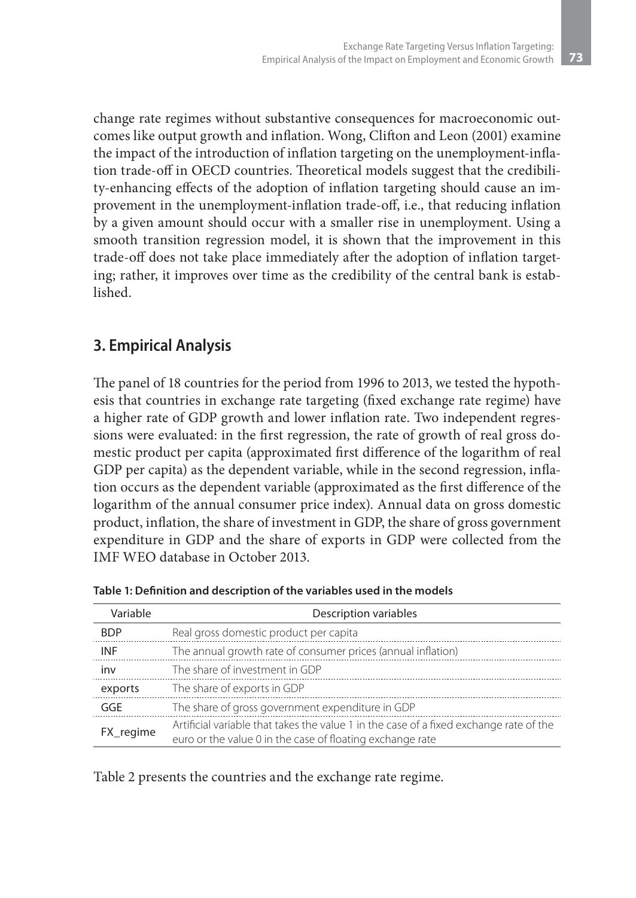change rate regimes without substantive consequences for macroeconomic outcomes like output growth and inflation. Wong, Clifton and Leon (2001) examine the impact of the introduction of inflation targeting on the unemployment-inflation trade-off in OECD countries. Theoretical models suggest that the credibility-enhancing effects of the adoption of inflation targeting should cause an improvement in the unemployment-inflation trade-off, i.e., that reducing inflation by a given amount should occur with a smaller rise in unemployment. Using a smooth transition regression model, it is shown that the improvement in this trade-off does not take place immediately after the adoption of inflation targeting; rather, it improves over time as the credibility of the central bank is established.

## 3. Empirical Analysis

The panel of 18 countries for the period from 1996 to 2013, we tested the hypothesis that countries in exchange rate targeting (fixed exchange rate regime) have a higher rate of GDP growth and lower inflation rate. Two independent regressions were evaluated: in the first regression, the rate of growth of real gross domestic product per capita (approximated first difference of the logarithm of real GDP per capita) as the dependent variable, while in the second regression, inflation occurs as the dependent variable (approximated as the first difference of the logarithm of the annual consumer price index). Annual data on gross domestic product, inflation, the share of investment in GDP, the share of gross government expenditure in GDP and the share of exports in GDP were collected from the IMF WEO database in October 2013.

**Table 1: Definition and description of the variables used in the models**

| Variable | Description variables |
| --- | --- |
| BDP | Real gross domestic product per capita |
| INF | The annual growth rate of consumer prices (annual inflation) |
| inv | The share of investment in GDP |
| exports | The share of exports in GDP |
| GGE | The share of gross government expenditure in GDP |
| FX_regime | Artificial variable that takes the value 1 in the case of a fixed exchange rate of the euro or the value 0 in the case of floating exchange rate |

Table 2 presents the countries and the exchange rate regime.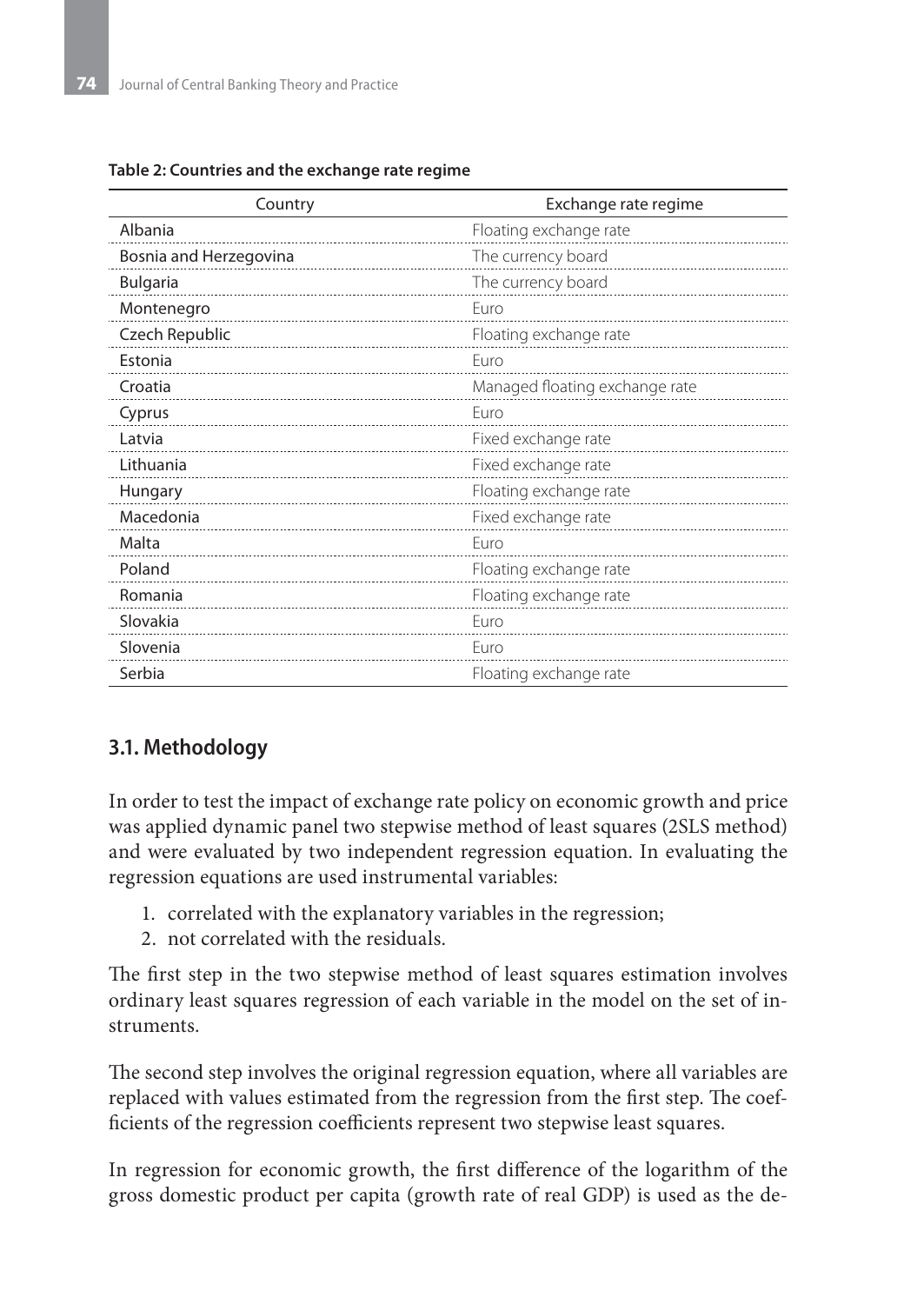**Table 2: Countries and the exchange rate regime**

| Country | Exchange rate regime |
|---|---|
| Albania | Floating exchange rate |
| Bosnia and Herzegovina | The currency board |
| Bulgaria | The currency board |
| Montenegro | Euro |
| Czech Republic | Floating exchange rate |
| Estonia | Euro |
| Croatia | Managed floating exchange rate |
| Cyprus | Euro |
| Latvia | Fixed exchange rate |
| Lithuania | Fixed exchange rate |
| Hungary | Floating exchange rate |
| Macedonia | Fixed exchange rate |
| Malta | Euro |
| Poland | Floating exchange rate |
| Romania | Floating exchange rate |
| Slovakia | Euro |
| Slovenia | Euro |
| Serbia | Floating exchange rate |

### 3.1. Methodology

In order to test the impact of exchange rate policy on economic growth and price was applied dynamic panel two stepwise method of least squares (2SLS method) and were evaluated by two independent regression equation. In evaluating the regression equations are used instrumental variables:

1. correlated with the explanatory variables in the regression;
2. not correlated with the residuals.

The first step in the two stepwise method of least squares estimation involves ordinary least squares regression of each variable in the model on the set of instruments.

The second step involves the original regression equation, where all variables are replaced with values estimated from the regression from the first step. The coefficients of the regression coefficients represent two stepwise least squares.

In regression for economic growth, the first difference of the logarithm of the gross domestic product per capita (growth rate of real GDP) is used as the de-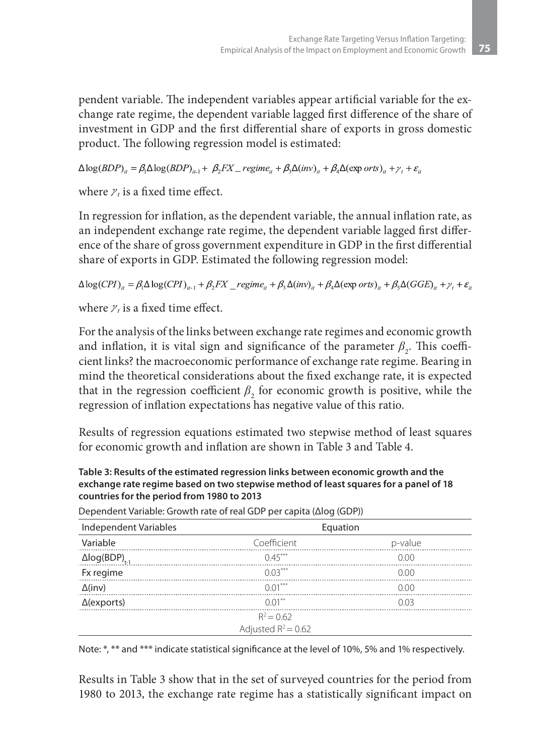pendent variable. The independent variables appear artificial variable for the exchange rate regime, the dependent variable lagged first difference of the share of investment in GDP and the first differential share of exports in gross domestic product. The following regression model is estimated:

$$\Delta \log(BDP)_{it} = \beta_1 \Delta \log(BDP)_{it-1} + \beta_2 FX\_regime_{it} + \beta_3 \Delta(inv)_{it} + \beta_4 \Delta(\exp orts)_{it} + \gamma_t + \varepsilon_{it}$$

where $\gamma_t$ is a fixed time effect.

In regression for inflation, as the dependent variable, the annual inflation rate, as an independent exchange rate regime, the dependent variable lagged first difference of the share of gross government expenditure in GDP in the first differential share of exports in GDP. Estimated the following regression model:

$$\Delta \log(CPI)_{it} = \beta_1 \Delta \log(CPI)_{it-1} + \beta_2 FX\_regime_{it} + \beta_3 \Delta(inv)_{it} + \beta_4 \Delta(\exp orts)_{it} + \beta_5 \Delta(GGE)_{it} + \gamma_t + \varepsilon_{it}$$

where $\gamma_t$ is a fixed time effect.

For the analysis of the links between exchange rate regimes and economic growth and inflation, it is vital sign and significance of the parameter $\beta_2$. This coefficient links? the macroeconomic performance of exchange rate regime. Bearing in mind the theoretical considerations about the fixed exchange rate, it is expected that in the regression coefficient $\beta_2$ for economic growth is positive, while the regression of inflation expectations has negative value of this ratio.

Results of regression equations estimated two stepwise method of least squares for economic growth and inflation are shown in Table 3 and Table 4.

**Table 3: Results of the estimated regression links between economic growth and the exchange rate regime based on two stepwise method of least squares for a panel of 18 countries for the period from 1980 to 2013**

Dependent Variable: Growth rate of real GDP per capita (Δlog (GDP))

| Independent Variables | Equation | |
|---|---|---|
| Variable | Coefficient | p-value |
| $\Delta\log(BDP)_{t-1}$ | 0.45*** | 0.00 |
| Fx regime | 0.03*** | 0.00 |
| Δ(inv) | 0.01*** | 0.00 |
| Δ(exports) | 0.01** | 0.03 |
| | $R^2 = 0.62$ | |
| | Adjusted $R^2 = 0.62$ | |

Note: *, ** and *** indicate statistical significance at the level of 10%, 5% and 1% respectively.

Results in Table 3 show that in the set of surveyed countries for the period from 1980 to 2013, the exchange rate regime has a statistically significant impact on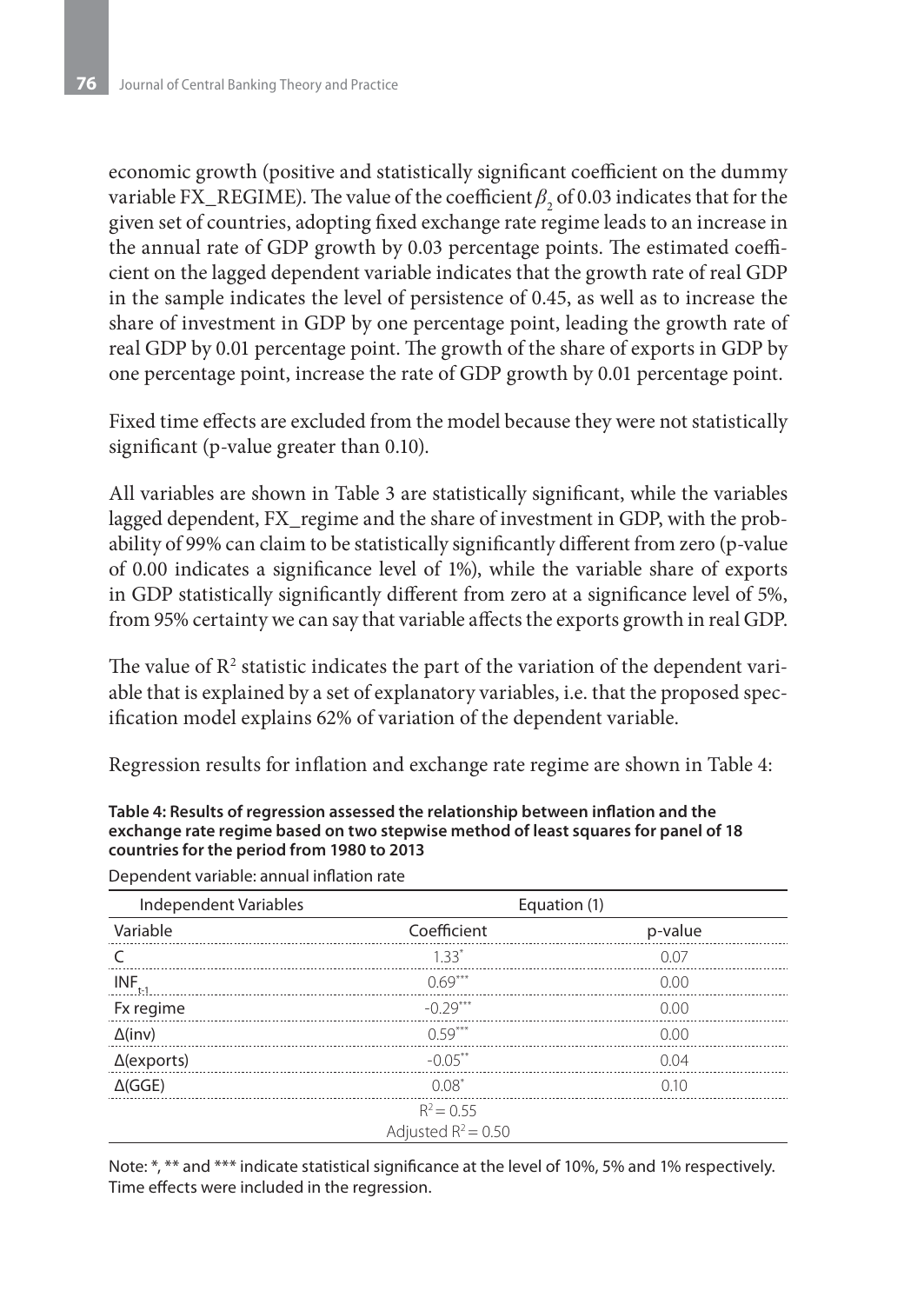economic growth (positive and statistically significant coefficient on the dummy variable FX_REGIME). The value of the coefficient $\beta_2$ of 0.03 indicates that for the given set of countries, adopting fixed exchange rate regime leads to an increase in the annual rate of GDP growth by 0.03 percentage points. The estimated coefficient on the lagged dependent variable indicates that the growth rate of real GDP in the sample indicates the level of persistence of 0.45, as well as to increase the share of investment in GDP by one percentage point, leading the growth rate of real GDP by 0.01 percentage point. The growth of the share of exports in GDP by one percentage point, increase the rate of GDP growth by 0.01 percentage point.

Fixed time effects are excluded from the model because they were not statistically significant (p-value greater than 0.10).

All variables are shown in Table 3 are statistically significant, while the variables lagged dependent, FX_regime and the share of investment in GDP, with the probability of 99% can claim to be statistically significantly different from zero (p-value of 0.00 indicates a significance level of 1%), while the variable share of exports in GDP statistically significantly different from zero at a significance level of 5%, from 95% certainty we can say that variable affects the exports growth in real GDP.

The value of $R^2$ statistic indicates the part of the variation of the dependent variable that is explained by a set of explanatory variables, i.e. that the proposed specification model explains 62% of variation of the dependent variable.

Regression results for inflation and exchange rate regime are shown in Table 4:

**Table 4: Results of regression assessed the relationship between inflation and the exchange rate regime based on two stepwise method of least squares for panel of 18 countries for the period from 1980 to 2013**

Dependent variable: annual inflation rate

| Independent Variables | Equation (1) | |
|---|---|---|
| Variable | Coefficient | p-value |
| C | $1.33^{*}$ | 0.07 |
| $INF_{t-1}$ | $0.69^{***}$ | 0.00 |
| Fx regime | $-0.29^{***}$ | 0.00 |
| Δ(inv) | $0.59^{***}$ | 0.00 |
| Δ(exports) | $-0.05^{**}$ | 0.04 |
| Δ(GGE) | $0.08^{*}$ | 0.10 |
| | $R^2 = 0.55$ | |
| | Adjusted $R^2 = 0.50$ | |

Note: *, ** and *** indicate statistical significance at the level of 10%, 5% and 1% respectively. Time effects were included in the regression.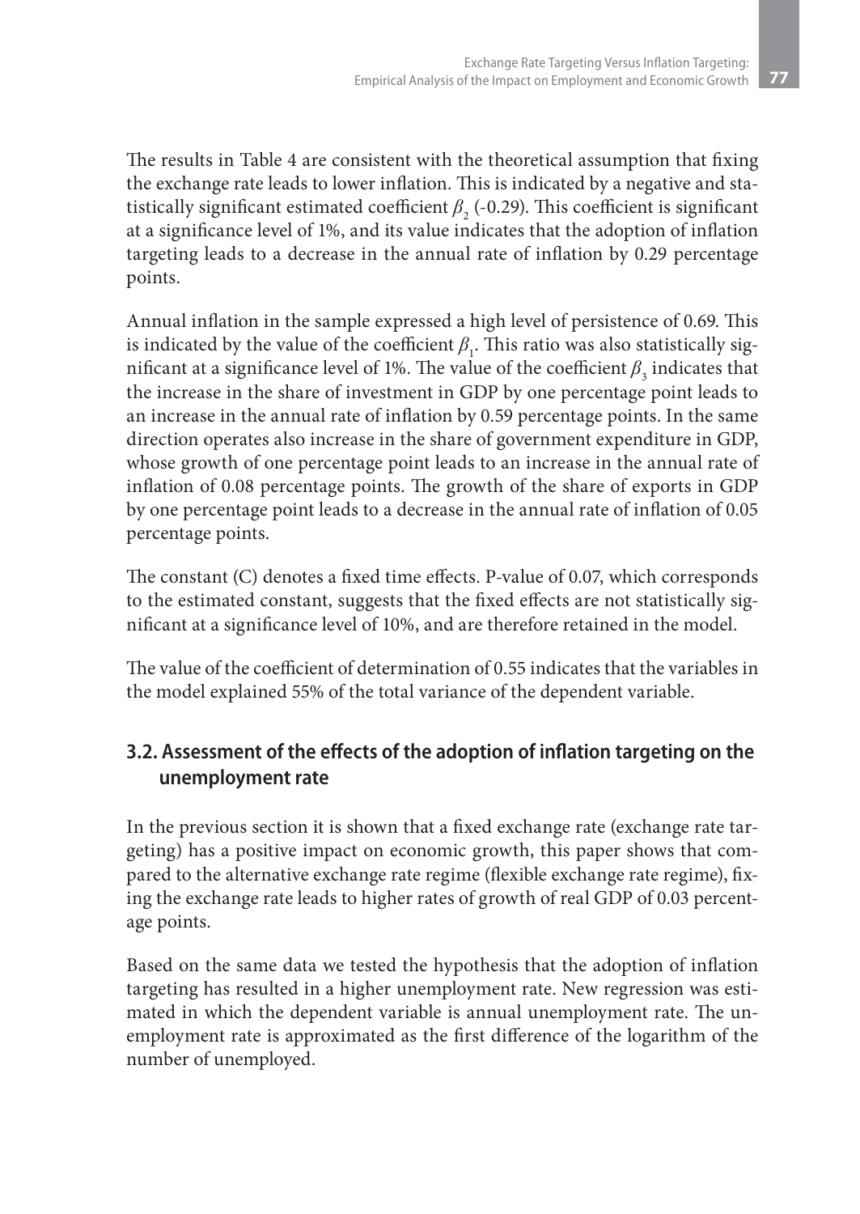The results in Table 4 are consistent with the theoretical assumption that fixing the exchange rate leads to lower inflation. This is indicated by a negative and statistically significant estimated coefficient $\beta_2$ (-0.29). This coefficient is significant at a significance level of 1%, and its value indicates that the adoption of inflation targeting leads to a decrease in the annual rate of inflation by 0.29 percentage points.

Annual inflation in the sample expressed a high level of persistence of 0.69. This is indicated by the value of the coefficient $\beta_1$. This ratio was also statistically significant at a significance level of 1%. The value of the coefficient $\beta_3$ indicates that the increase in the share of investment in GDP by one percentage point leads to an increase in the annual rate of inflation by 0.59 percentage points. In the same direction operates also increase in the share of government expenditure in GDP, whose growth of one percentage point leads to an increase in the annual rate of inflation of 0.08 percentage points. The growth of the share of exports in GDP by one percentage point leads to a decrease in the annual rate of inflation of 0.05 percentage points.

The constant (C) denotes a fixed time effects. P-value of 0.07, which corresponds to the estimated constant, suggests that the fixed effects are not statistically significant at a significance level of 10%, and are therefore retained in the model.

The value of the coefficient of determination of 0.55 indicates that the variables in the model explained 55% of the total variance of the dependent variable.

## 3.2. Assessment of the effects of the adoption of inflation targeting on the unemployment rate

In the previous section it is shown that a fixed exchange rate (exchange rate targeting) has a positive impact on economic growth, this paper shows that compared to the alternative exchange rate regime (flexible exchange rate regime), fixing the exchange rate leads to higher rates of growth of real GDP of 0.03 percentage points.

Based on the same data we tested the hypothesis that the adoption of inflation targeting has resulted in a higher unemployment rate. New regression was estimated in which the dependent variable is annual unemployment rate. The unemployment rate is approximated as the first difference of the logarithm of the number of unemployed.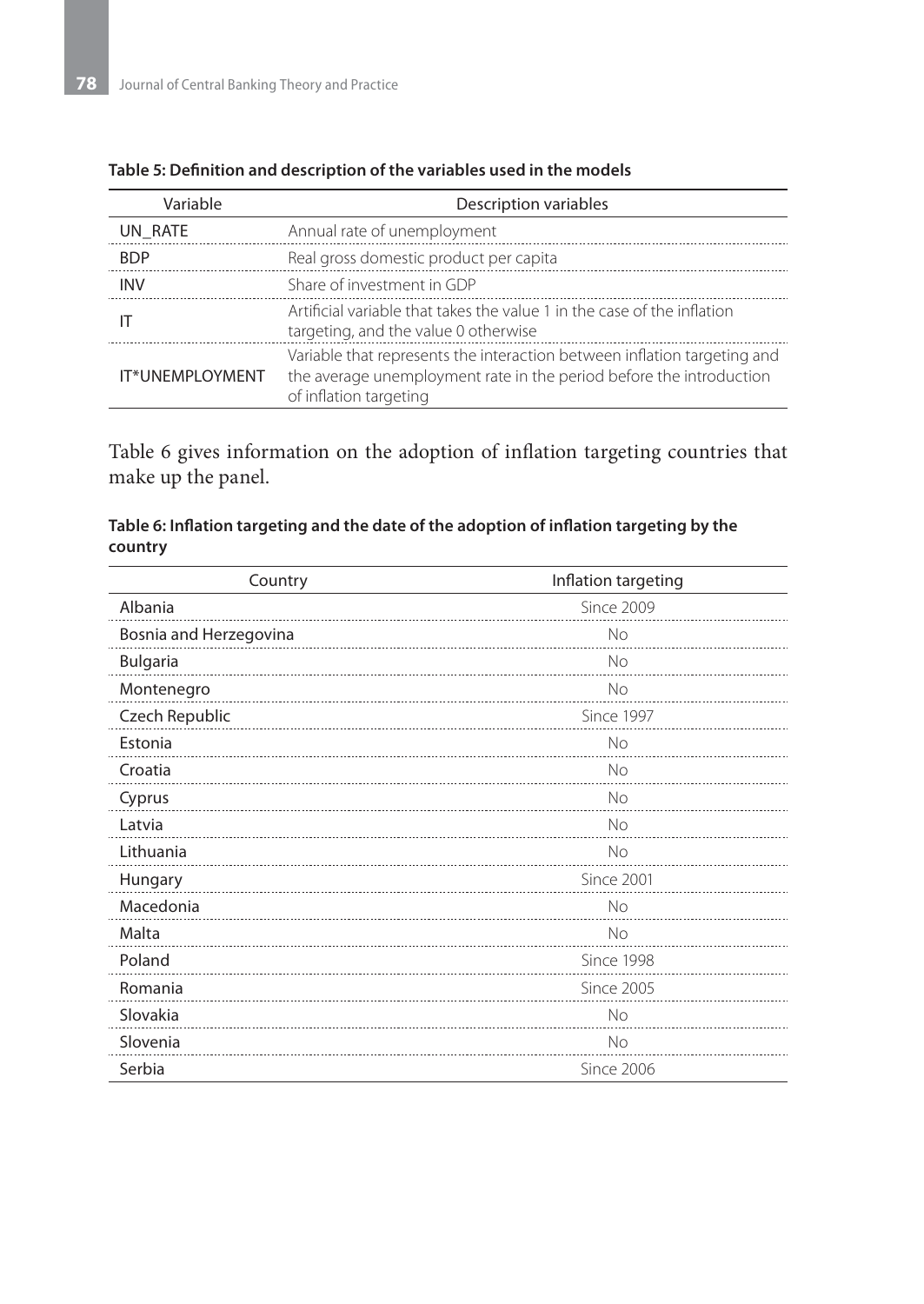**Table 5: Definition and description of the variables used in the models**

| Variable | Description variables |
|---|---|
| UN_RATE | Annual rate of unemployment |
| BDP | Real gross domestic product per capita |
| INV | Share of investment in GDP |
| IT | Artificial variable that takes the value 1 in the case of the inflation targeting, and the value 0 otherwise |
| IT*UNEMPLOYMENT | Variable that represents the interaction between inflation targeting and the average unemployment rate in the period before the introduction of inflation targeting |

Table 6 gives information on the adoption of inflation targeting countries that make up the panel.

**Table 6: Inflation targeting and the date of the adoption of inflation targeting by the country**

| Country | Inflation targeting |
|---|---|
| Albania | Since 2009 |
| Bosnia and Herzegovina | No |
| Bulgaria | No |
| Montenegro | No |
| Czech Republic | Since 1997 |
| Estonia | No |
| Croatia | No |
| Cyprus | No |
| Latvia | No |
| Lithuania | No |
| Hungary | Since 2001 |
| Macedonia | No |
| Malta | No |
| Poland | Since 1998 |
| Romania | Since 2005 |
| Slovakia | No |
| Slovenia | No |
| Serbia | Since 2006 |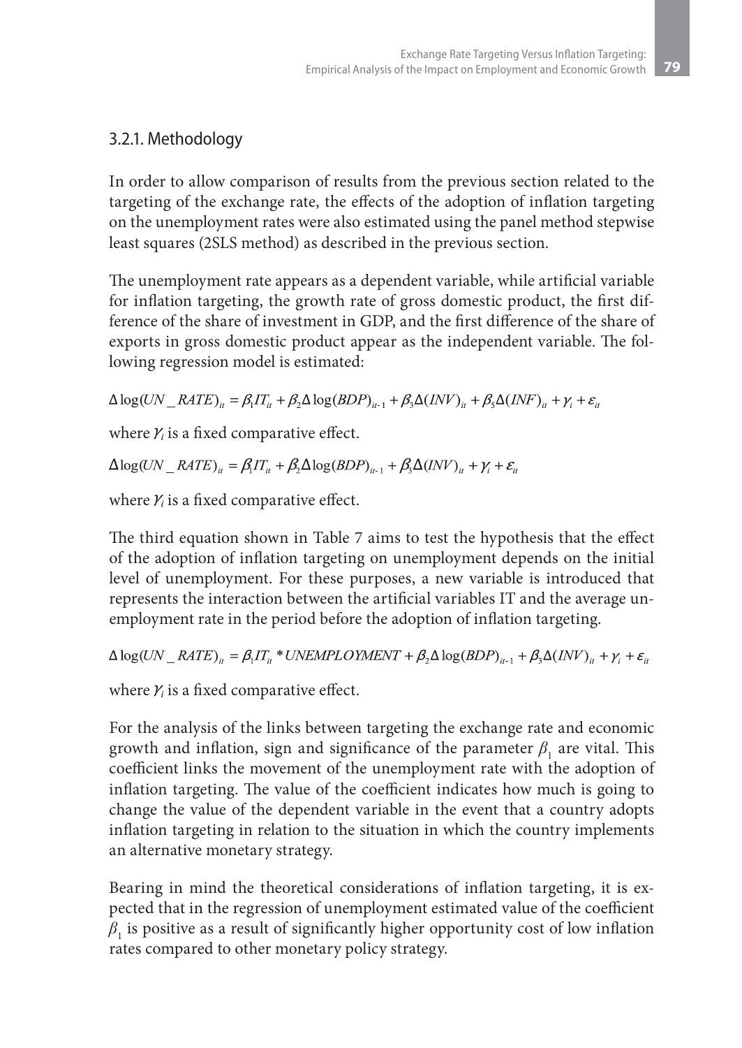### 3.2.1. Methodology

In order to allow comparison of results from the previous section related to the targeting of the exchange rate, the effects of the adoption of inflation targeting on the unemployment rates were also estimated using the panel method stepwise least squares (2SLS method) as described in the previous section.

The unemployment rate appears as a dependent variable, while artificial variable for inflation targeting, the growth rate of gross domestic product, the first difference of the share of investment in GDP, and the first difference of the share of exports in gross domestic product appear as the independent variable. The following regression model is estimated:

$$\Delta \log(UN\_RATE)_{it} = \beta_1 IT_{it} + \beta_2 \Delta \log(BDP)_{it-1} + \beta_3 \Delta(INV)_{it} + \beta_5 \Delta(INF)_{it} + \gamma_i + \varepsilon_{it}$$

where $\gamma_i$ is a fixed comparative effect.

$$\Delta \log(UN\_RATE)_{it} = \beta_1 IT_{it} + \beta_2 \Delta \log(BDP)_{it-1} + \beta_3 \Delta(INV)_{it} + \gamma_i + \varepsilon_{it}$$

where $\gamma_i$ is a fixed comparative effect.

The third equation shown in Table 7 aims to test the hypothesis that the effect of the adoption of inflation targeting on unemployment depends on the initial level of unemployment. For these purposes, a new variable is introduced that represents the interaction between the artificial variables IT and the average unemployment rate in the period before the adoption of inflation targeting.

$$\Delta \log(UN\_RATE)_{it} = \beta_1 IT_{it} * UNEMPLOYMENT + \beta_2 \Delta \log(BDP)_{it-1} + \beta_3 \Delta(INV)_{it} + \gamma_i + \varepsilon_{it}$$

where $\gamma_i$ is a fixed comparative effect.

For the analysis of the links between targeting the exchange rate and economic growth and inflation, sign and significance of the parameter $\beta_1$ are vital. This coefficient links the movement of the unemployment rate with the adoption of inflation targeting. The value of the coefficient indicates how much is going to change the value of the dependent variable in the event that a country adopts inflation targeting in relation to the situation in which the country implements an alternative monetary strategy.

Bearing in mind the theoretical considerations of inflation targeting, it is expected that in the regression of unemployment estimated value of the coefficient $\beta_1$ is positive as a result of significantly higher opportunity cost of low inflation rates compared to other monetary policy strategy.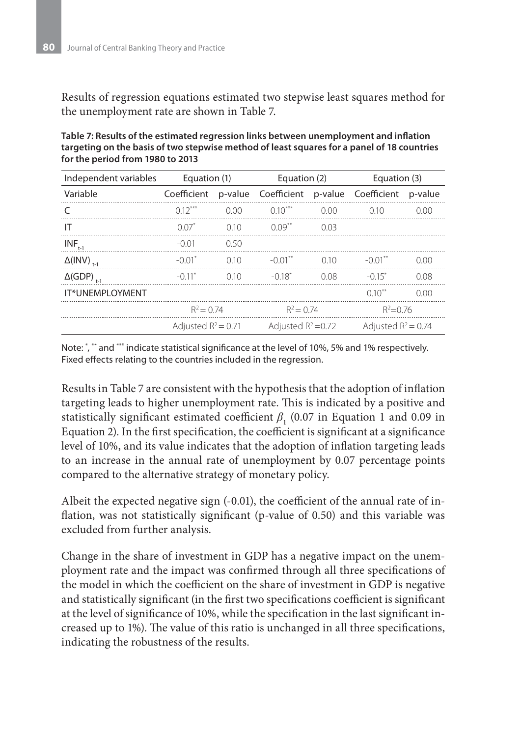Results of regression equations estimated two stepwise least squares method for the unemployment rate are shown in Table 7.

**Table 7: Results of the estimated regression links between unemployment and inflation targeting on the basis of two stepwise method of least squares for a panel of 18 countries for the period from 1980 to 2013**

| Independent variables | Equation (1) | | Equation (2) | | Equation (3) | |
|---|---|---|---|---|---|---|
| Variable | Coefficient | p-value | Coefficient | p-value | Coefficient | p-value |
| C | 0.12*** | 0.00 | 0.10*** | 0.00 | 0.10 | 0.00 |
| IT | 0.07* | 0.10 | 0.09** | 0.03 | | |
| $INF_{t-1}$ | -0.01 | 0.50 | | | | |
| $\Delta(INV)_{t-1}$ | -0.01* | 0.10 | -0.01** | 0.10 | -0.01** | 0.00 |
| $\Delta(GDP)_{t-1}$ | -0.11* | 0.10 | -0.18* | 0.08 | -0.15* | 0.08 |
| IT*UNEMPLOYMENT | | | | | 0.10** | 0.00 |
| | $R^2 = 0.74$ | | $R^2 = 0.74$ | | $R^2 = 0.76$ | |
| | Adjusted $R^2 = 0.71$ | | Adjusted $R^2 = 0.72$ | | Adjusted $R^2 = 0.74$ | |

Note: *, ** and *** indicate statistical significance at the level of 10%, 5% and 1% respectively. Fixed effects relating to the countries included in the regression.

Results in Table 7 are consistent with the hypothesis that the adoption of inflation targeting leads to higher unemployment rate. This is indicated by a positive and statistically significant estimated coefficient $\beta_1$ (0.07 in Equation 1 and 0.09 in Equation 2). In the first specification, the coefficient is significant at a significance level of 10%, and its value indicates that the adoption of inflation targeting leads to an increase in the annual rate of unemployment by 0.07 percentage points compared to the alternative strategy of monetary policy.

Albeit the expected negative sign (-0.01), the coefficient of the annual rate of inflation, was not statistically significant (p-value of 0.50) and this variable was excluded from further analysis.

Change in the share of investment in GDP has a negative impact on the unemployment rate and the impact was confirmed through all three specifications of the model in which the coefficient on the share of investment in GDP is negative and statistically significant (in the first two specifications coefficient is significant at the level of significance of 10%, while the specification in the last significant increased up to 1%). The value of this ratio is unchanged in all three specifications, indicating the robustness of the results.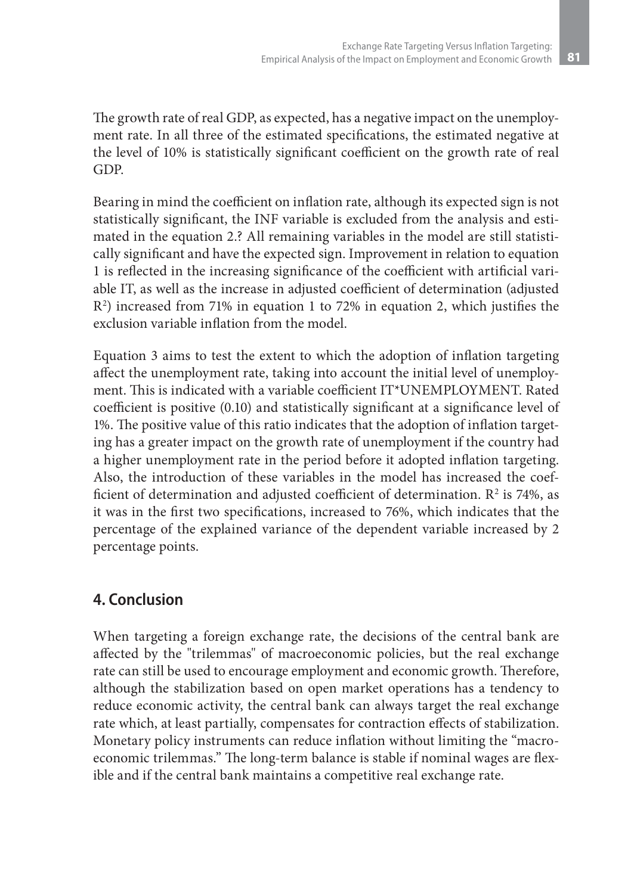The growth rate of real GDP, as expected, has a negative impact on the unemployment rate. In all three of the estimated specifications, the estimated negative at the level of 10% is statistically significant coefficient on the growth rate of real GDP.

Bearing in mind the coefficient on inflation rate, although its expected sign is not statistically significant, the INF variable is excluded from the analysis and estimated in the equation 2.? All remaining variables in the model are still statistically significant and have the expected sign. Improvement in relation to equation 1 is reflected in the increasing significance of the coefficient with artificial variable IT, as well as the increase in adjusted coefficient of determination (adjusted $R^2$) increased from 71% in equation 1 to 72% in equation 2, which justifies the exclusion variable inflation from the model.

Equation 3 aims to test the extent to which the adoption of inflation targeting affect the unemployment rate, taking into account the initial level of unemployment. This is indicated with a variable coefficient IT*UNEMPLOYMENT. Rated coefficient is positive (0.10) and statistically significant at a significance level of 1%. The positive value of this ratio indicates that the adoption of inflation targeting has a greater impact on the growth rate of unemployment if the country had a higher unemployment rate in the period before it adopted inflation targeting. Also, the introduction of these variables in the model has increased the coefficient of determination and adjusted coefficient of determination. $R^2$ is 74%, as it was in the first two specifications, increased to 76%, which indicates that the percentage of the explained variance of the dependent variable increased by 2 percentage points.

## 4. Conclusion

When targeting a foreign exchange rate, the decisions of the central bank are affected by the "trilemmas" of macroeconomic policies, but the real exchange rate can still be used to encourage employment and economic growth. Therefore, although the stabilization based on open market operations has a tendency to reduce economic activity, the central bank can always target the real exchange rate which, at least partially, compensates for contraction effects of stabilization. Monetary policy instruments can reduce inflation without limiting the "macroeconomic trilemmas." The long-term balance is stable if nominal wages are flexible and if the central bank maintains a competitive real exchange rate.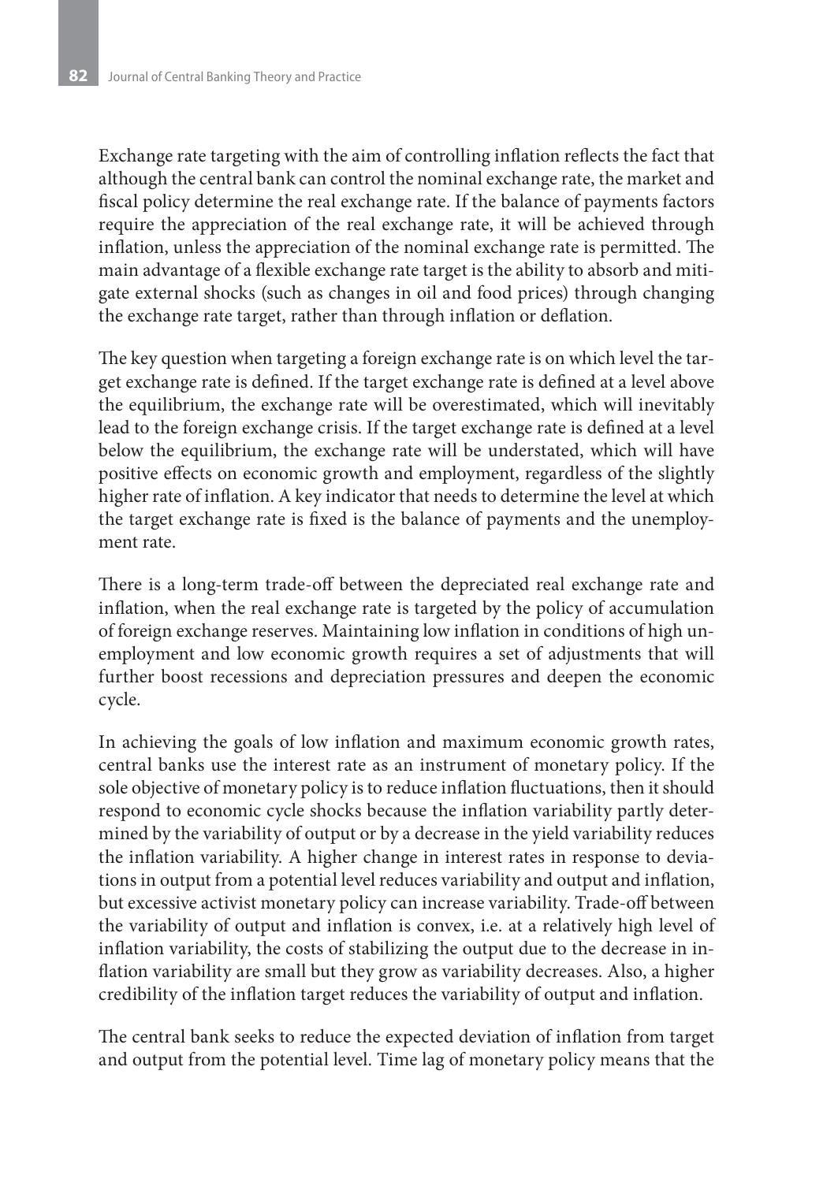Exchange rate targeting with the aim of controlling inflation reflects the fact that although the central bank can control the nominal exchange rate, the market and fiscal policy determine the real exchange rate. If the balance of payments factors require the appreciation of the real exchange rate, it will be achieved through inflation, unless the appreciation of the nominal exchange rate is permitted. The main advantage of a flexible exchange rate target is the ability to absorb and mitigate external shocks (such as changes in oil and food prices) through changing the exchange rate target, rather than through inflation or deflation.

The key question when targeting a foreign exchange rate is on which level the target exchange rate is defined. If the target exchange rate is defined at a level above the equilibrium, the exchange rate will be overestimated, which will inevitably lead to the foreign exchange crisis. If the target exchange rate is defined at a level below the equilibrium, the exchange rate will be understated, which will have positive effects on economic growth and employment, regardless of the slightly higher rate of inflation. A key indicator that needs to determine the level at which the target exchange rate is fixed is the balance of payments and the unemployment rate.

There is a long-term trade-off between the depreciated real exchange rate and inflation, when the real exchange rate is targeted by the policy of accumulation of foreign exchange reserves. Maintaining low inflation in conditions of high unemployment and low economic growth requires a set of adjustments that will further boost recessions and depreciation pressures and deepen the economic cycle.

In achieving the goals of low inflation and maximum economic growth rates, central banks use the interest rate as an instrument of monetary policy. If the sole objective of monetary policy is to reduce inflation fluctuations, then it should respond to economic cycle shocks because the inflation variability partly determined by the variability of output or by a decrease in the yield variability reduces the inflation variability. A higher change in interest rates in response to deviations in output from a potential level reduces variability and output and inflation, but excessive activist monetary policy can increase variability. Trade-off between the variability of output and inflation is convex, i.e. at a relatively high level of inflation variability, the costs of stabilizing the output due to the decrease in inflation variability are small but they grow as variability decreases. Also, a higher credibility of the inflation target reduces the variability of output and inflation.

The central bank seeks to reduce the expected deviation of inflation from target and output from the potential level. Time lag of monetary policy means that the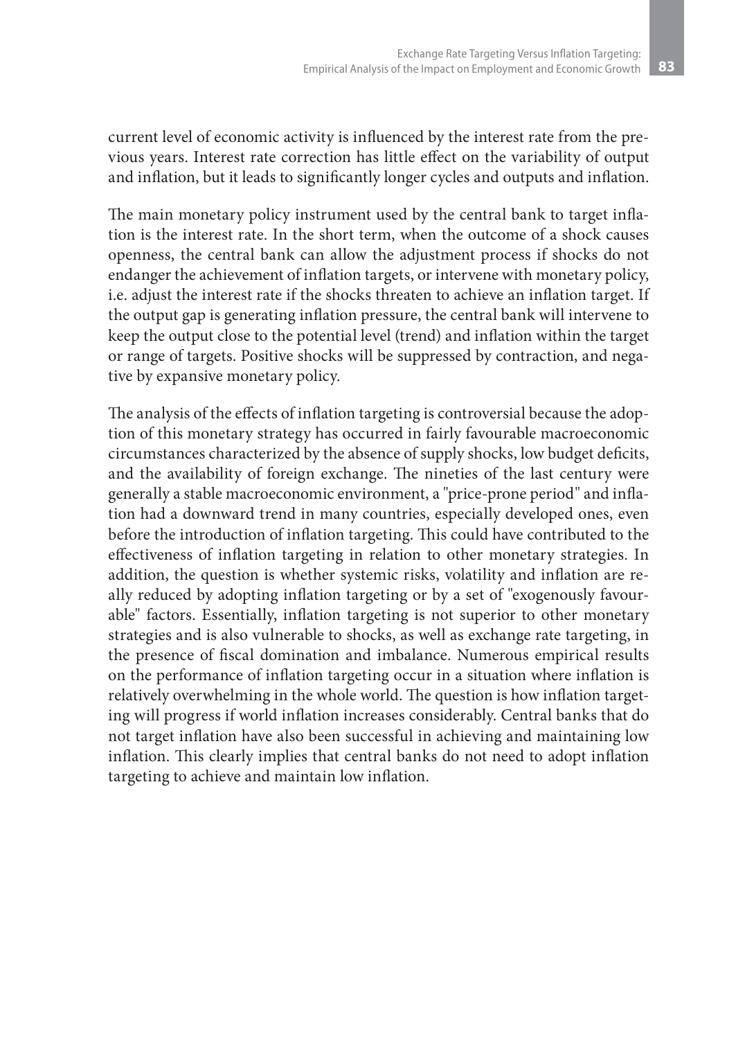current level of economic activity is influenced by the interest rate from the previous years. Interest rate correction has little effect on the variability of output and inflation, but it leads to significantly longer cycles and outputs and inflation.

The main monetary policy instrument used by the central bank to target inflation is the interest rate. In the short term, when the outcome of a shock causes openness, the central bank can allow the adjustment process if shocks do not endanger the achievement of inflation targets, or intervene with monetary policy, i.e. adjust the interest rate if the shocks threaten to achieve an inflation target. If the output gap is generating inflation pressure, the central bank will intervene to keep the output close to the potential level (trend) and inflation within the target or range of targets. Positive shocks will be suppressed by contraction, and negative by expansive monetary policy.

The analysis of the effects of inflation targeting is controversial because the adoption of this monetary strategy has occurred in fairly favourable macroeconomic circumstances characterized by the absence of supply shocks, low budget deficits, and the availability of foreign exchange. The nineties of the last century were generally a stable macroeconomic environment, a "price-prone period" and inflation had a downward trend in many countries, especially developed ones, even before the introduction of inflation targeting. This could have contributed to the effectiveness of inflation targeting in relation to other monetary strategies. In addition, the question is whether systemic risks, volatility and inflation are really reduced by adopting inflation targeting or by a set of "exogenously favourable" factors. Essentially, inflation targeting is not superior to other monetary strategies and is also vulnerable to shocks, as well as exchange rate targeting, in the presence of fiscal domination and imbalance. Numerous empirical results on the performance of inflation targeting occur in a situation where inflation is relatively overwhelming in the whole world. The question is how inflation targeting will progress if world inflation increases considerably. Central banks that do not target inflation have also been successful in achieving and maintaining low inflation. This clearly implies that central banks do not need to adopt inflation targeting to achieve and maintain low inflation.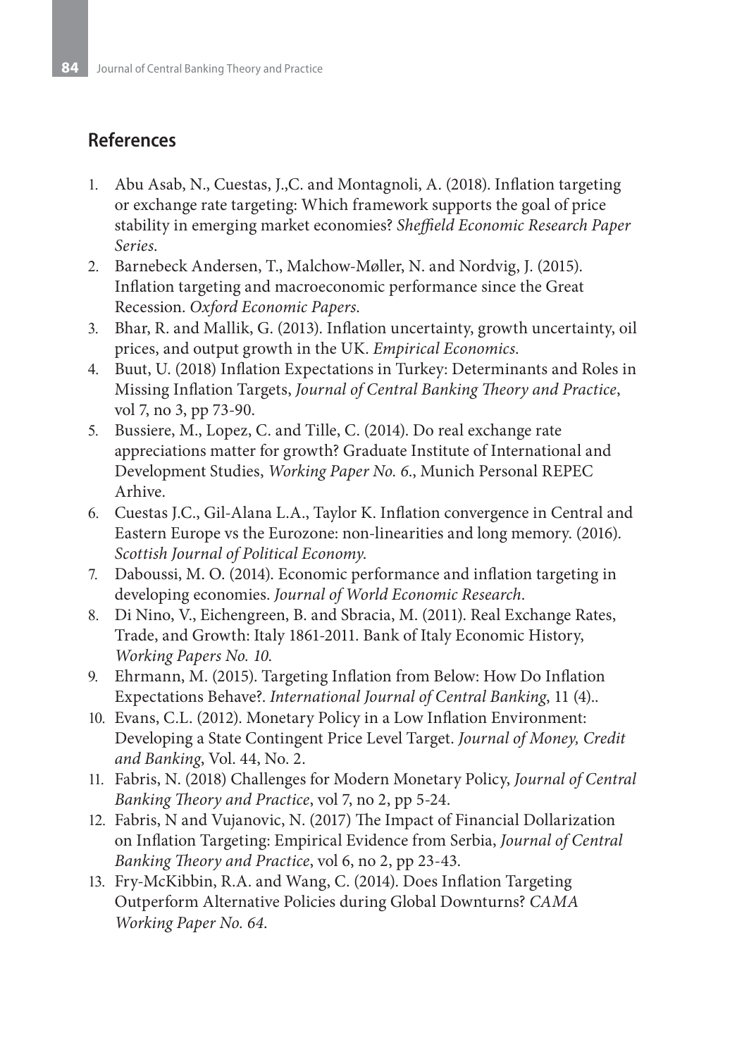## References

1. Abu Asab, N., Cuestas, J.,C. and Montagnoli, A. (2018). Inflation targeting or exchange rate targeting: Which framework supports the goal of price stability in emerging market economies? *Sheffield Economic Research Paper Series*.
2. Barnebeck Andersen, T., Malchow-Møller, N. and Nordvig, J. (2015). Inflation targeting and macroeconomic performance since the Great Recession. *Oxford Economic Papers*.
3. Bhar, R. and Mallik, G. (2013). Inflation uncertainty, growth uncertainty, oil prices, and output growth in the UK. *Empirical Economics*.
4. Buut, U. (2018) Inflation Expectations in Turkey: Determinants and Roles in Missing Inflation Targets, *Journal of Central Banking Theory and Practice*, vol 7, no 3, pp 73-90.
5. Bussiere, M., Lopez, C. and Tille, C. (2014). Do real exchange rate appreciations matter for growth? Graduate Institute of International and Development Studies, *Working Paper No. 6*., Munich Personal REPEC Arhive.
6. Cuestas J.C., Gil-Alana L.A., Taylor K. Inflation convergence in Central and Eastern Europe vs the Eurozone: non-linearities and long memory. (2016). *Scottish Journal of Political Economy*.
7. Daboussi, M. O. (2014). Economic performance and inflation targeting in developing economies. *Journal of World Economic Research*.
8. Di Nino, V., Eichengreen, B. and Sbracia, M. (2011). Real Exchange Rates, Trade, and Growth: Italy 1861-2011. Bank of Italy Economic History, *Working Papers No. 10*.
9. Ehrmann, M. (2015). Targeting Inflation from Below: How Do Inflation Expectations Behave?. *International Journal of Central Banking*, 11 (4)..
10. Evans, C.L. (2012). Monetary Policy in a Low Inflation Environment: Developing a State Contingent Price Level Target. *Journal of Money, Credit and Banking*, Vol. 44, No. 2.
11. Fabris, N. (2018) Challenges for Modern Monetary Policy, *Journal of Central Banking Theory and Practice*, vol 7, no 2, pp 5-24.
12. Fabris, N and Vujanovic, N. (2017) The Impact of Financial Dollarization on Inflation Targeting: Empirical Evidence from Serbia, *Journal of Central Banking Theory and Practice*, vol 6, no 2, pp 23-43.
13. Fry-McKibbin, R.A. and Wang, C. (2014). Does Inflation Targeting Outperform Alternative Policies during Global Downturns? *CAMA Working Paper No. 64*.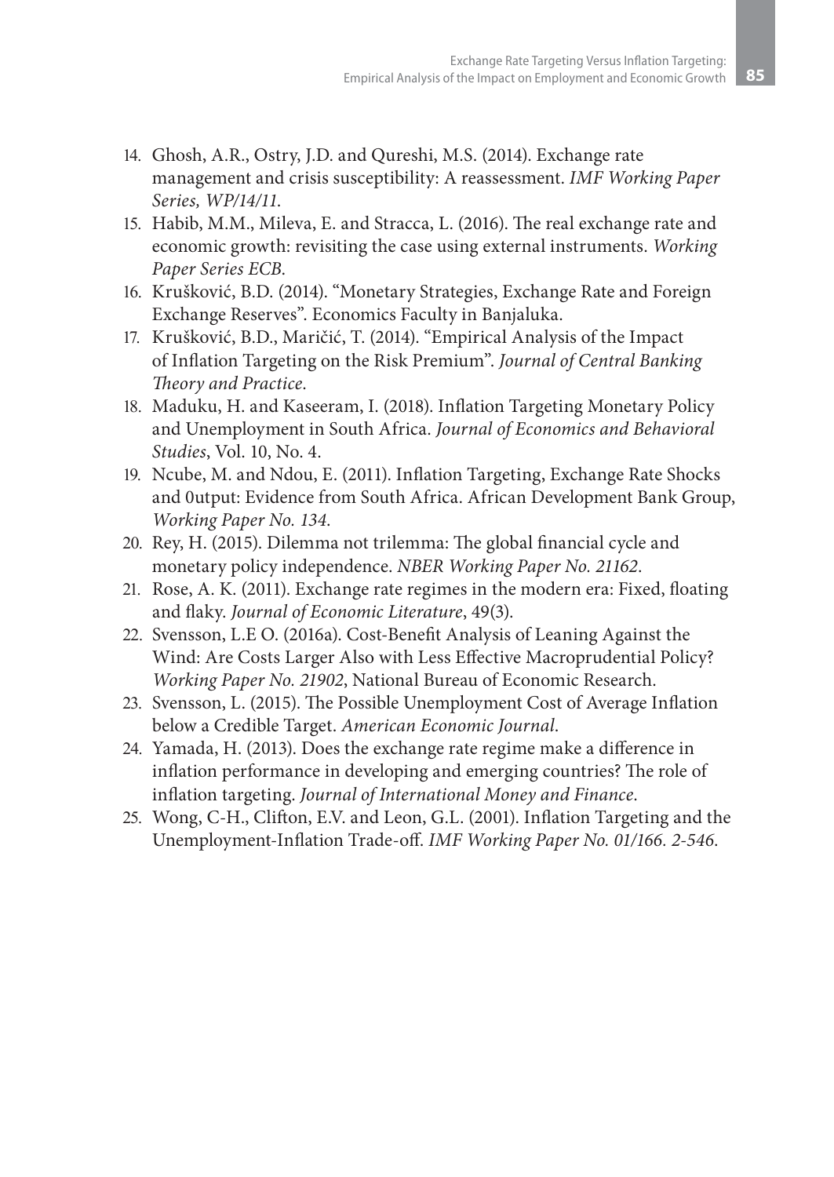14. Ghosh, A.R., Ostry, J.D. and Qureshi, M.S. (2014). Exchange rate management and crisis susceptibility: A reassessment. *IMF Working Paper Series, WP/14/11*.
15. Habib, M.M., Mileva, E. and Stracca, L. (2016). The real exchange rate and economic growth: revisiting the case using external instruments. *Working Paper Series ECB*.
16. Krušković, B.D. (2014). "Monetary Strategies, Exchange Rate and Foreign Exchange Reserves". Economics Faculty in Banjaluka.
17. Krušković, B.D., Maričić, T. (2014). "Empirical Analysis of the Impact of Inflation Targeting on the Risk Premium". *Journal of Central Banking Theory and Practice*.
18. Maduku, H. and Kaseeram, I. (2018). Inflation Targeting Monetary Policy and Unemployment in South Africa. *Journal of Economics and Behavioral Studies*, Vol. 10, No. 4.
19. Ncube, M. and Ndou, E. (2011). Inflation Targeting, Exchange Rate Shocks and 0utput: Evidence from South Africa. African Development Bank Group, *Working Paper No. 134*.
20. Rey, H. (2015). Dilemma not trilemma: The global financial cycle and monetary policy independence. *NBER Working Paper No. 21162*.
21. Rose, A. K. (2011). Exchange rate regimes in the modern era: Fixed, floating and flaky. *Journal of Economic Literature*, 49(3).
22. Svensson, L.E O. (2016a). Cost-Benefit Analysis of Leaning Against the Wind: Are Costs Larger Also with Less Effective Macroprudential Policy? *Working Paper No. 21902*, National Bureau of Economic Research.
23. Svensson, L. (2015). The Possible Unemployment Cost of Average Inflation below a Credible Target. *American Economic Journal*.
24. Yamada, H. (2013). Does the exchange rate regime make a difference in inflation performance in developing and emerging countries? The role of inflation targeting. *Journal of International Money and Finance*.
25. Wong, C-H., Clifton, E.V. and Leon, G.L. (2001). Inflation Targeting and the Unemployment-Inflation Trade-off. *IMF Working Paper No. 01/166. 2-546*.